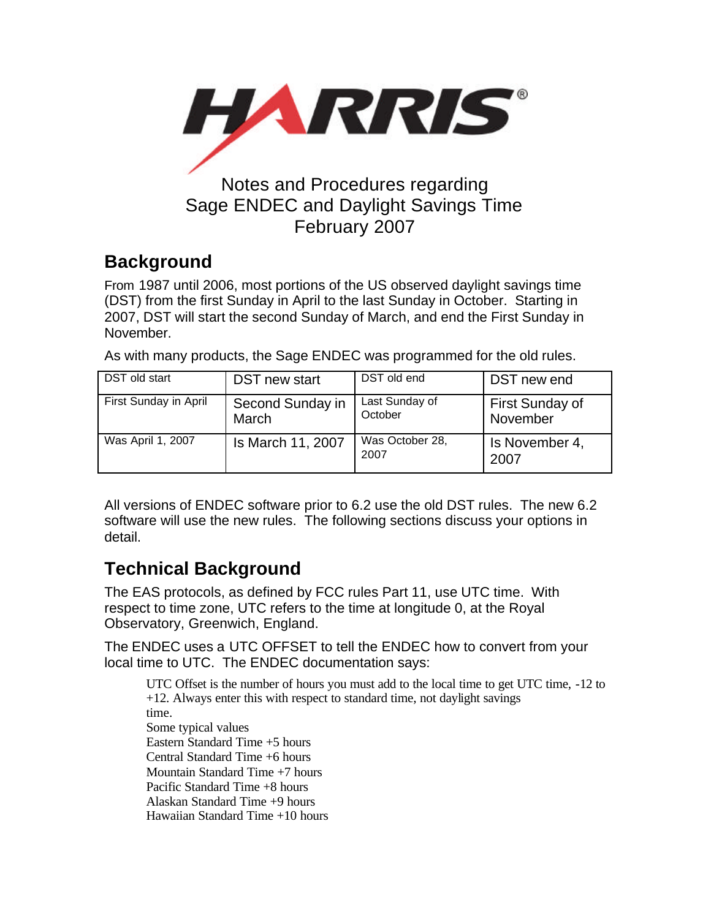HARRIS®

Notes and Procedures regarding
Sage ENDEC and Daylight Savings Time
February 2007

## Background

From 1987 until 2006, most portions of the US observed daylight savings time (DST) from the first Sunday in April to the last Sunday in October. Starting in 2007, DST will start the second Sunday of March, and end the First Sunday in November.

As with many products, the Sage ENDEC was programmed for the old rules.

| DST old start | DST new start | DST old end | DST new end |
|---|---|---|---|
| First Sunday in April | Second Sunday in March | Last Sunday of October | First Sunday of November |
| Was April 1, 2007 | Is March 11, 2007 | Was October 28, 2007 | Is November 4, 2007 |

All versions of ENDEC software prior to 6.2 use the old DST rules. The new 6.2 software will use the new rules. The following sections discuss your options in detail.

## Technical Background

The EAS protocols, as defined by FCC rules Part 11, use UTC time. With respect to time zone, UTC refers to the time at longitude 0, at the Royal Observatory, Greenwich, England.

The ENDEC uses a UTC OFFSET to tell the ENDEC how to convert from your local time to UTC. The ENDEC documentation says:

> UTC Offset is the number of hours you must add to the local time to get UTC time, -12 to +12. Always enter this with respect to standard time, not daylight savings time.
> Some typical values
> Eastern Standard Time +5 hours
> Central Standard Time +6 hours
> Mountain Standard Time +7 hours
> Pacific Standard Time +8 hours
> Alaskan Standard Time +9 hours
> Hawaiian Standard Time +10 hours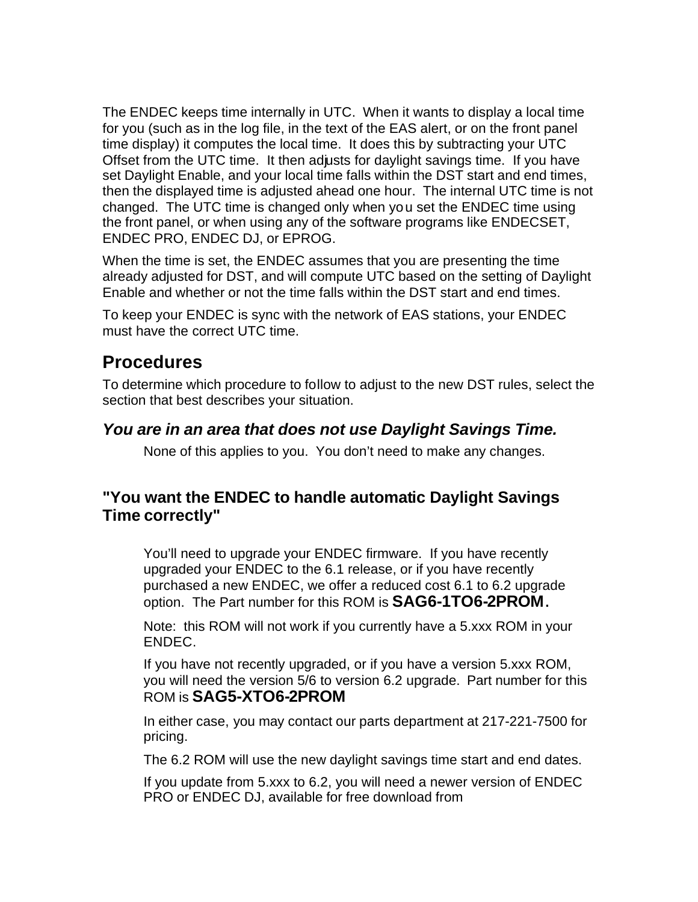The ENDEC keeps time internally in UTC. When it wants to display a local time for you (such as in the log file, in the text of the EAS alert, or on the front panel time display) it computes the local time. It does this by subtracting your UTC Offset from the UTC time. It then adjusts for daylight savings time. If you have set Daylight Enable, and your local time falls within the DST start and end times, then the displayed time is adjusted ahead one hour. The internal UTC time is not changed. The UTC time is changed only when you set the ENDEC time using the front panel, or when using any of the software programs like ENDECSET, ENDEC PRO, ENDEC DJ, or EPROG.

When the time is set, the ENDEC assumes that you are presenting the time already adjusted for DST, and will compute UTC based on the setting of Daylight Enable and whether or not the time falls within the DST start and end times.

To keep your ENDEC is sync with the network of EAS stations, your ENDEC must have the correct UTC time.

## Procedures

To determine which procedure to follow to adjust to the new DST rules, select the section that best describes your situation.

### *You are in an area that does not use Daylight Savings Time.*

None of this applies to you. You don't need to make any changes.

### "You want the ENDEC to handle automatic Daylight Savings Time correctly"

You'll need to upgrade your ENDEC firmware. If you have recently upgraded your ENDEC to the 6.1 release, or if you have recently purchased a new ENDEC, we offer a reduced cost 6.1 to 6.2 upgrade option. The Part number for this ROM is **SAG6-1TO6-2PROM.**

Note: this ROM will not work if you currently have a 5.xxx ROM in your ENDEC.

If you have not recently upgraded, or if you have a version 5.xxx ROM, you will need the version 5/6 to version 6.2 upgrade. Part number for this ROM is **SAG5-XTO6-2PROM**

In either case, you may contact our parts department at 217-221-7500 for pricing.

The 6.2 ROM will use the new daylight savings time start and end dates.

If you update from 5.xxx to 6.2, you will need a newer version of ENDEC PRO or ENDEC DJ, available for free download from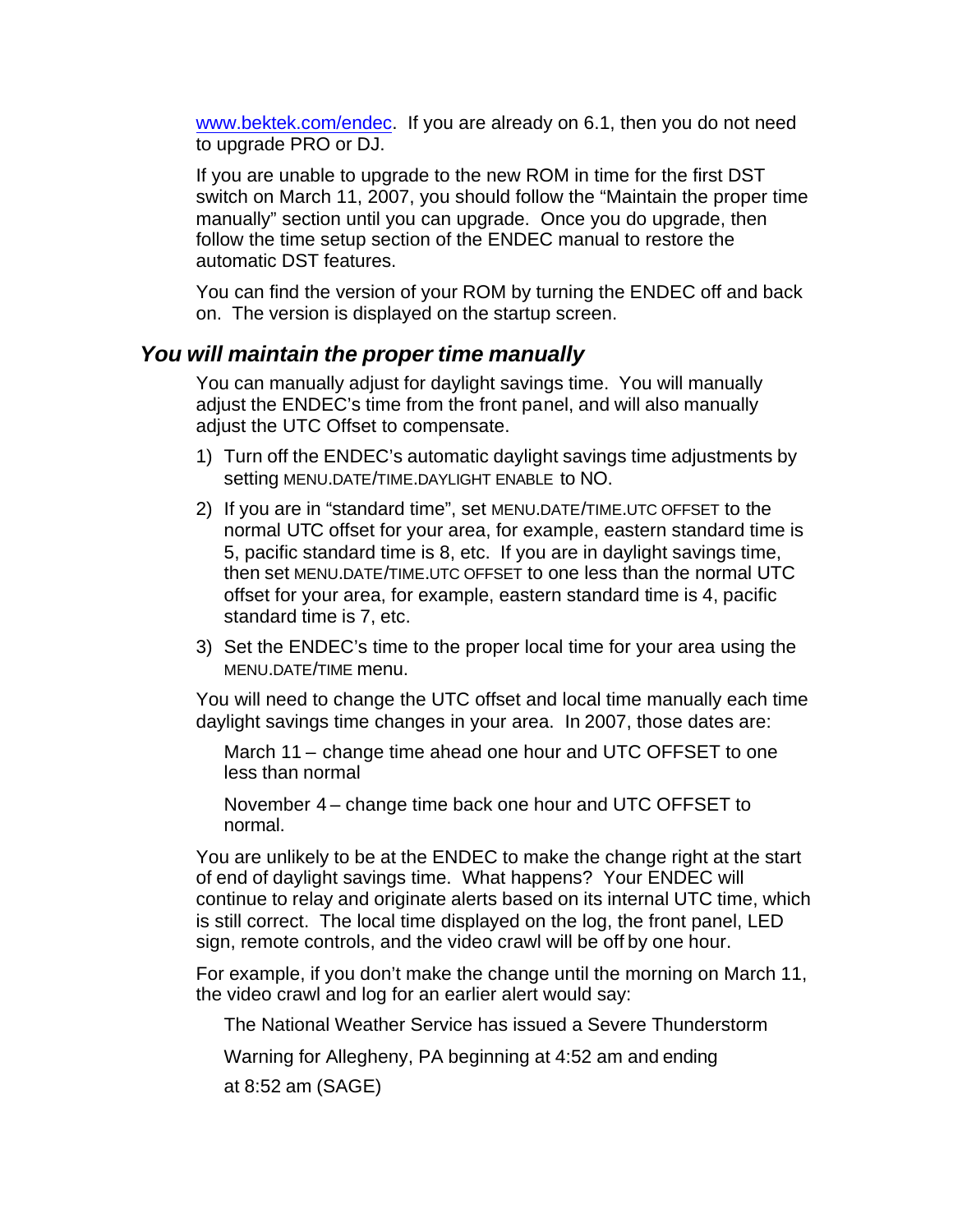www.bektek.com/endec.  If you are already on 6.1, then you do not need to upgrade PRO or DJ.

If you are unable to upgrade to the new ROM in time for the first DST switch on March 11, 2007, you should follow the “Maintain the proper time manually” section until you can upgrade.  Once you do upgrade, then follow the time setup section of the ENDEC manual to restore the automatic DST features.

You can find the version of your ROM by turning the ENDEC off and back on.  The version is displayed on the startup screen.

### *You will maintain the proper time manually*

You can manually adjust for daylight savings time.  You will manually adjust the ENDEC’s time from the front panel, and will also manually adjust the UTC Offset to compensate.

1) Turn off the ENDEC’s automatic daylight savings time adjustments by setting MENU.DATE/TIME.DAYLIGHT ENABLE to NO.
2) If you are in “standard time”, set MENU.DATE/TIME.UTC OFFSET to the normal UTC offset for your area, for example, eastern standard time is 5, pacific standard time is 8, etc.  If you are in daylight savings time, then set MENU.DATE/TIME.UTC OFFSET to one less than the normal UTC offset for your area, for example, eastern standard time is 4, pacific standard time is 7, etc.
3) Set the ENDEC’s time to the proper local time for your area using the MENU.DATE/TIME menu.

You will need to change the UTC offset and local time manually each time daylight savings time changes in your area.  In 2007, those dates are:

March 11 – change time ahead one hour and UTC OFFSET to one less than normal

November 4 – change time back one hour and UTC OFFSET to normal.

You are unlikely to be at the ENDEC to make the change right at the start of end of daylight savings time.  What happens?  Your ENDEC will continue to relay and originate alerts based on its internal UTC time, which is still correct.  The local time displayed on the log, the front panel, LED sign, remote controls, and the video crawl will be off by one hour.

For example, if you don’t make the change until the morning on March 11, the video crawl and log for an earlier alert would say:

The National Weather Service has issued a Severe Thunderstorm

Warning for Allegheny, PA beginning at 4:52 am and ending

at 8:52 am (SAGE)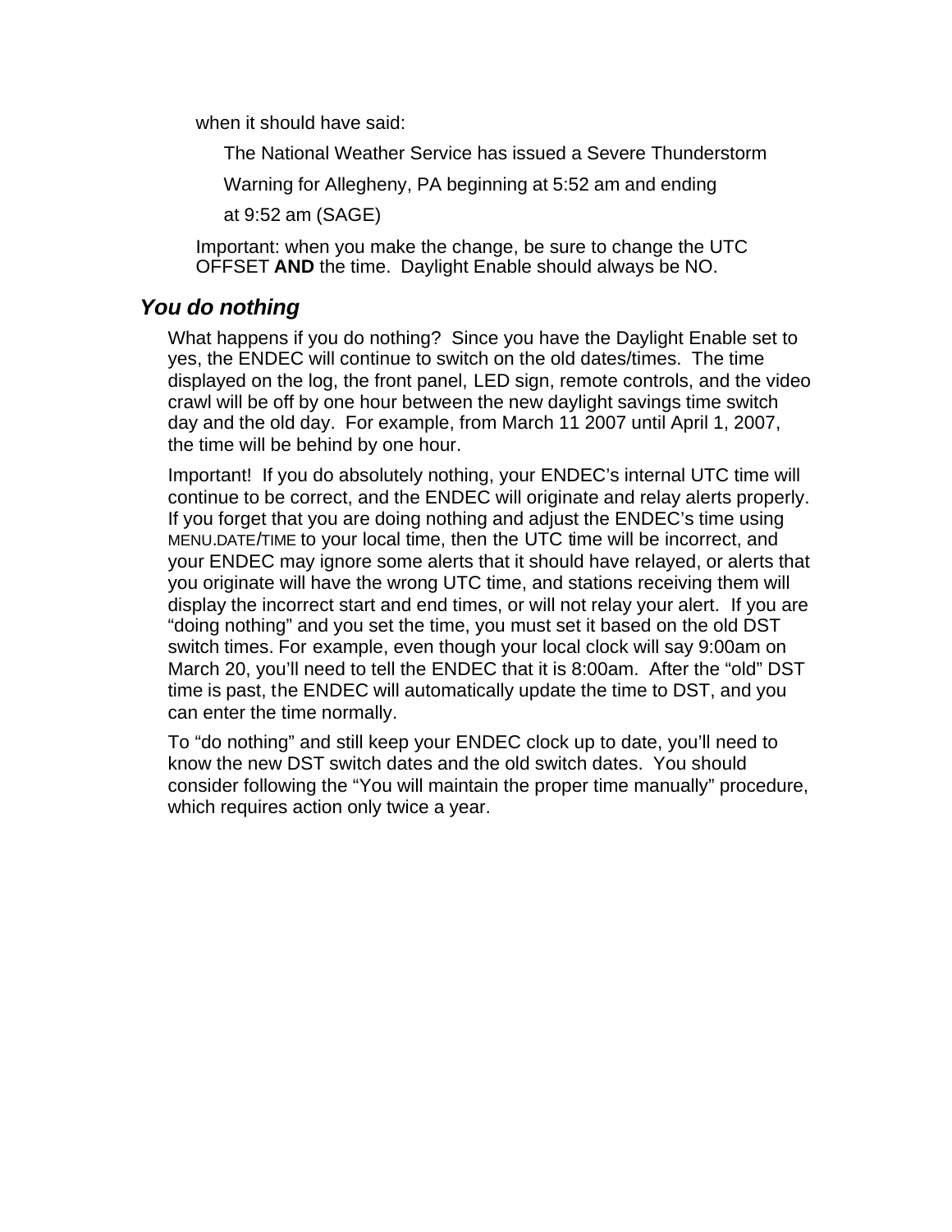when it should have said:

> The National Weather Service has issued a Severe Thunderstorm Warning for Allegheny, PA beginning at 5:52 am and ending at 9:52 am (SAGE)

Important: when you make the change, be sure to change the UTC OFFSET **AND** the time. Daylight Enable should always be NO.

### *You do nothing*

What happens if you do nothing? Since you have the Daylight Enable set to yes, the ENDEC will continue to switch on the old dates/times. The time displayed on the log, the front panel, LED sign, remote controls, and the video crawl will be off by one hour between the new daylight savings time switch day and the old day. For example, from March 11 2007 until April 1, 2007, the time will be behind by one hour.

Important! If you do absolutely nothing, your ENDEC's internal UTC time will continue to be correct, and the ENDEC will originate and relay alerts properly. If you forget that you are doing nothing and adjust the ENDEC's time using MENU.DATE/TIME to your local time, then the UTC time will be incorrect, and your ENDEC may ignore some alerts that it should have relayed, or alerts that you originate will have the wrong UTC time, and stations receiving them will display the incorrect start and end times, or will not relay your alert. If you are "doing nothing" and you set the time, you must set it based on the old DST switch times. For example, even though your local clock will say 9:00am on March 20, you'll need to tell the ENDEC that it is 8:00am. After the "old" DST time is past, the ENDEC will automatically update the time to DST, and you can enter the time normally.

To "do nothing" and still keep your ENDEC clock up to date, you'll need to know the new DST switch dates and the old switch dates. You should consider following the "You will maintain the proper time manually" procedure, which requires action only twice a year.